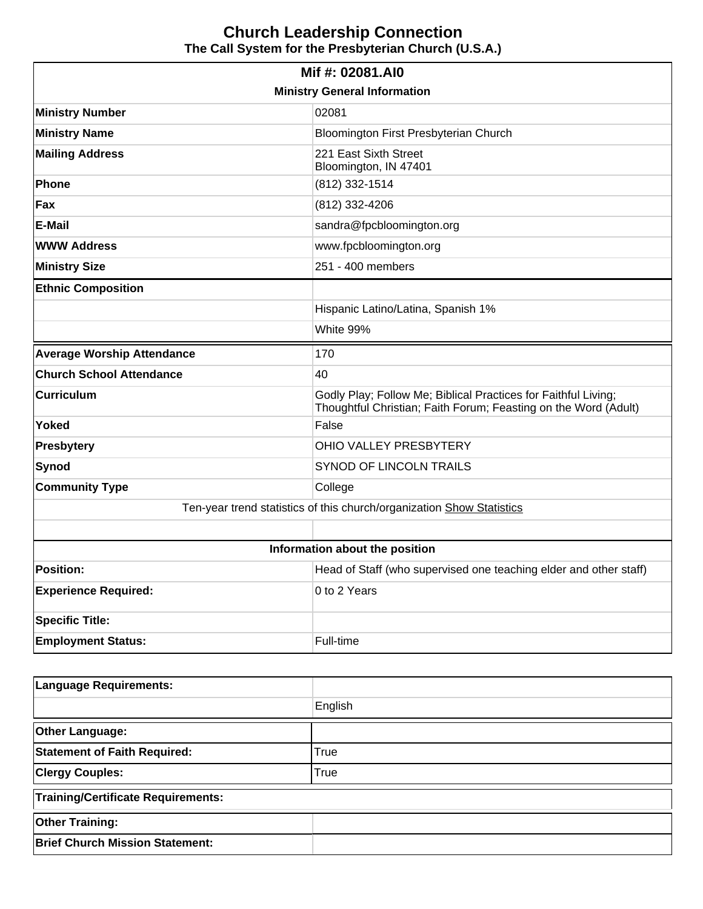# Church Leadership Connection

## The Call System for the Presbyterian Church (U.S.A.)

| Mif #: 02081.AI0 | |
|---|---|
| **Ministry General Information** | |
| **Ministry Number** | 02081 |
| **Ministry Name** | Bloomington First Presbyterian Church |
| **Mailing Address** | 221 East Sixth Street<br>Bloomington, IN 47401 |
| **Phone** | (812) 332-1514 |
| **Fax** | (812) 332-4206 |
| **E-Mail** | sandra@fpcbloomington.org |
| **WWW Address** | www.fpcbloomington.org |
| **Ministry Size** | 251 - 400 members |
| **Ethnic Composition** | |
| | Hispanic Latino/Latina, Spanish 1% |
| | White 99% |
| **Average Worship Attendance** | 170 |
| **Church School Attendance** | 40 |
| **Curriculum** | Godly Play; Follow Me; Biblical Practices for Faithful Living; Thoughtful Christian; Faith Forum; Feasting on the Word (Adult) |
| **Yoked** | False |
| **Presbytery** | OHIO VALLEY PRESBYTERY |
| **Synod** | SYNOD OF LINCOLN TRAILS |
| **Community Type** | College |
| Ten-year trend statistics of this church/organization Show Statistics | |
| | |
| **Information about the position** | |
| **Position:** | Head of Staff (who supervised one teaching elder and other staff) |
| **Experience Required:** | 0 to 2 Years |
| **Specific Title:** | |
| **Employment Status:** | Full-time |

| **Language Requirements:** | |
|---|---|
| | English |
| **Other Language:** | |
| **Statement of Faith Required:** | True |
| **Clergy Couples:** | True |
| **Training/Certificate Requirements:** | |
| **Other Training:** | |
| **Brief Church Mission Statement:** | |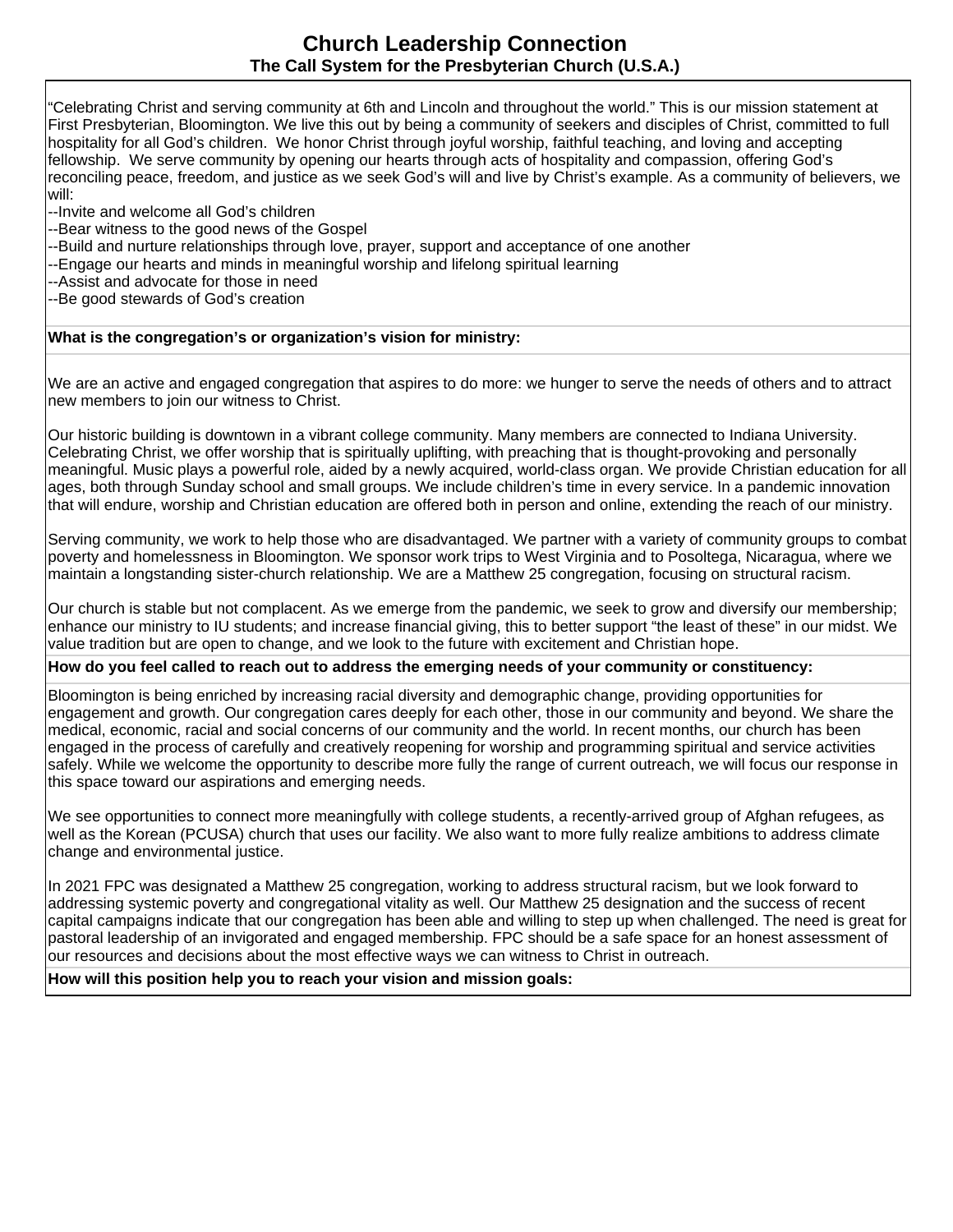# Church Leadership Connection

## The Call System for the Presbyterian Church (U.S.A.)

"Celebrating Christ and serving community at 6th and Lincoln and throughout the world." This is our mission statement at First Presbyterian, Bloomington. We live this out by being a community of seekers and disciples of Christ, committed to full hospitality for all God's children. We honor Christ through joyful worship, faithful teaching, and loving and accepting fellowship. We serve community by opening our hearts through acts of hospitality and compassion, offering God's reconciling peace, freedom, and justice as we seek God's will and live by Christ's example. As a community of believers, we will:

--Invite and welcome all God's children
--Bear witness to the good news of the Gospel
--Build and nurture relationships through love, prayer, support and acceptance of one another
--Engage our hearts and minds in meaningful worship and lifelong spiritual learning
--Assist and advocate for those in need
--Be good stewards of God's creation

**What is the congregation's or organization's vision for ministry:**

We are an active and engaged congregation that aspires to do more: we hunger to serve the needs of others and to attract new members to join our witness to Christ.

Our historic building is downtown in a vibrant college community. Many members are connected to Indiana University. Celebrating Christ, we offer worship that is spiritually uplifting, with preaching that is thought-provoking and personally meaningful. Music plays a powerful role, aided by a newly acquired, world-class organ. We provide Christian education for all ages, both through Sunday school and small groups. We include children's time in every service. In a pandemic innovation that will endure, worship and Christian education are offered both in person and online, extending the reach of our ministry.

Serving community, we work to help those who are disadvantaged. We partner with a variety of community groups to combat poverty and homelessness in Bloomington. We sponsor work trips to West Virginia and to Posoltega, Nicaragua, where we maintain a longstanding sister-church relationship. We are a Matthew 25 congregation, focusing on structural racism.

Our church is stable but not complacent. As we emerge from the pandemic, we seek to grow and diversify our membership; enhance our ministry to IU students; and increase financial giving, this to better support "the least of these" in our midst. We value tradition but are open to change, and we look to the future with excitement and Christian hope.

**How do you feel called to reach out to address the emerging needs of your community or constituency:**

Bloomington is being enriched by increasing racial diversity and demographic change, providing opportunities for engagement and growth. Our congregation cares deeply for each other, those in our community and beyond. We share the medical, economic, racial and social concerns of our community and the world. In recent months, our church has been engaged in the process of carefully and creatively reopening for worship and programming spiritual and service activities safely. While we welcome the opportunity to describe more fully the range of current outreach, we will focus our response in this space toward our aspirations and emerging needs.

We see opportunities to connect more meaningfully with college students, a recently-arrived group of Afghan refugees, as well as the Korean (PCUSA) church that uses our facility. We also want to more fully realize ambitions to address climate change and environmental justice.

In 2021 FPC was designated a Matthew 25 congregation, working to address structural racism, but we look forward to addressing systemic poverty and congregational vitality as well. Our Matthew 25 designation and the success of recent capital campaigns indicate that our congregation has been able and willing to step up when challenged. The need is great for pastoral leadership of an invigorated and engaged membership. FPC should be a safe space for an honest assessment of our resources and decisions about the most effective ways we can witness to Christ in outreach.

**How will this position help you to reach your vision and mission goals:**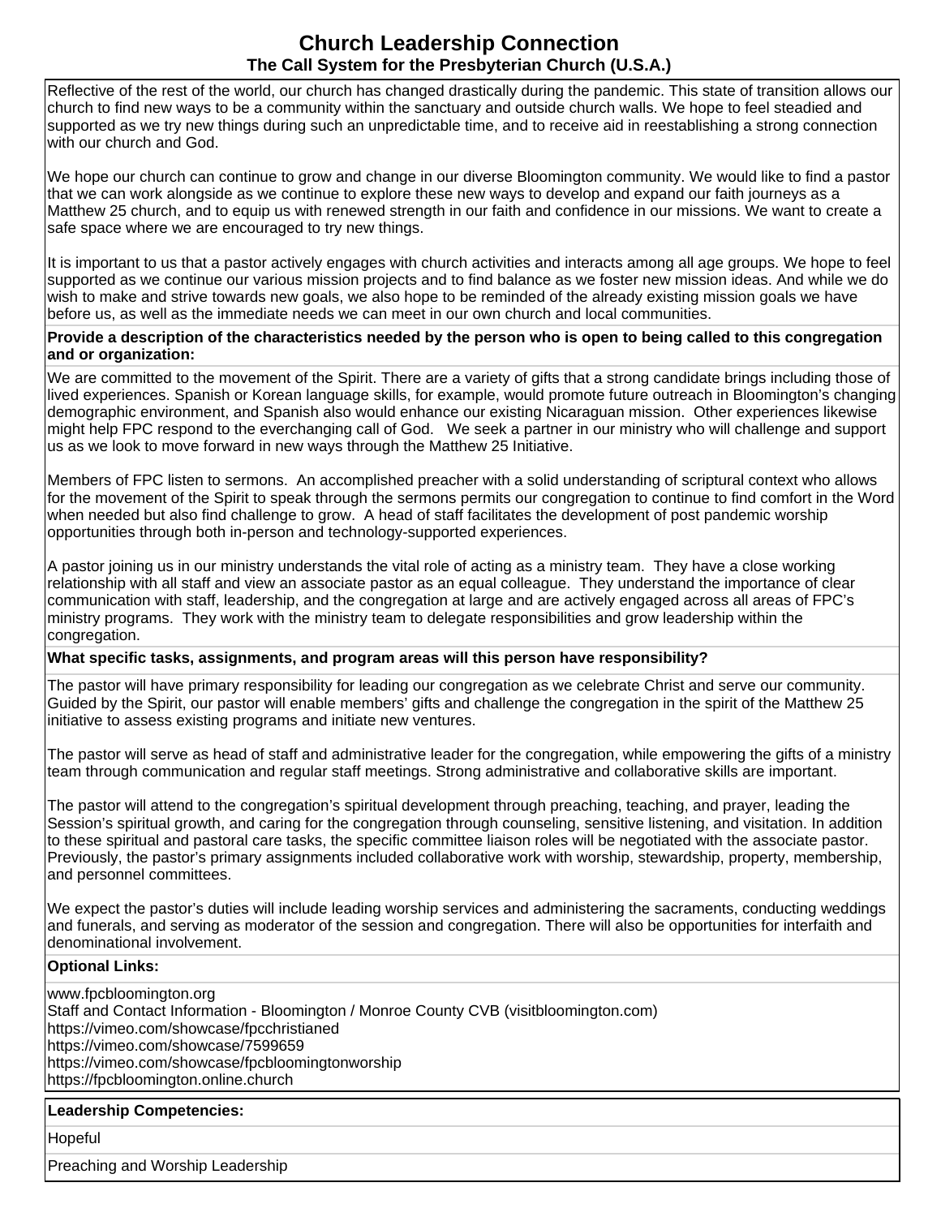# Church Leadership Connection

## The Call System for the Presbyterian Church (U.S.A.)

Reflective of the rest of the world, our church has changed drastically during the pandemic. This state of transition allows our church to find new ways to be a community within the sanctuary and outside church walls. We hope to feel steadied and supported as we try new things during such an unpredictable time, and to receive aid in reestablishing a strong connection with our church and God.

We hope our church can continue to grow and change in our diverse Bloomington community. We would like to find a pastor that we can work alongside as we continue to explore these new ways to develop and expand our faith journeys as a Matthew 25 church, and to equip us with renewed strength in our faith and confidence in our missions. We want to create a safe space where we are encouraged to try new things.

It is important to us that a pastor actively engages with church activities and interacts among all age groups. We hope to feel supported as we continue our various mission projects and to find balance as we foster new mission ideas. And while we do wish to make and strive towards new goals, we also hope to be reminded of the already existing mission goals we have before us, as well as the immediate needs we can meet in our own church and local communities.

**Provide a description of the characteristics needed by the person who is open to being called to this congregation and or organization:**

We are committed to the movement of the Spirit. There are a variety of gifts that a strong candidate brings including those of lived experiences. Spanish or Korean language skills, for example, would promote future outreach in Bloomington's changing demographic environment, and Spanish also would enhance our existing Nicaraguan mission. Other experiences likewise might help FPC respond to the everchanging call of God. We seek a partner in our ministry who will challenge and support us as we look to move forward in new ways through the Matthew 25 Initiative.

Members of FPC listen to sermons. An accomplished preacher with a solid understanding of scriptural context who allows for the movement of the Spirit to speak through the sermons permits our congregation to continue to find comfort in the Word when needed but also find challenge to grow. A head of staff facilitates the development of post pandemic worship opportunities through both in-person and technology-supported experiences.

A pastor joining us in our ministry understands the vital role of acting as a ministry team. They have a close working relationship with all staff and view an associate pastor as an equal colleague. They understand the importance of clear communication with staff, leadership, and the congregation at large and are actively engaged across all areas of FPC's ministry programs. They work with the ministry team to delegate responsibilities and grow leadership within the congregation.

**What specific tasks, assignments, and program areas will this person have responsibility?**

The pastor will have primary responsibility for leading our congregation as we celebrate Christ and serve our community. Guided by the Spirit, our pastor will enable members' gifts and challenge the congregation in the spirit of the Matthew 25 initiative to assess existing programs and initiate new ventures.

The pastor will serve as head of staff and administrative leader for the congregation, while empowering the gifts of a ministry team through communication and regular staff meetings. Strong administrative and collaborative skills are important.

The pastor will attend to the congregation's spiritual development through preaching, teaching, and prayer, leading the Session's spiritual growth, and caring for the congregation through counseling, sensitive listening, and visitation. In addition to these spiritual and pastoral care tasks, the specific committee liaison roles will be negotiated with the associate pastor. Previously, the pastor's primary assignments included collaborative work with worship, stewardship, property, membership, and personnel committees.

We expect the pastor's duties will include leading worship services and administering the sacraments, conducting weddings and funerals, and serving as moderator of the session and congregation. There will also be opportunities for interfaith and denominational involvement.

**Optional Links:**

www.fpcbloomington.org
Staff and Contact Information - Bloomington / Monroe County CVB (visitbloomington.com)
https://vimeo.com/showcase/fpcchristianed
https://vimeo.com/showcase/7599659
https://vimeo.com/showcase/fpcbloomingtonworship
https://fpcbloomington.online.church

**Leadership Competencies:**

Hopeful

Preaching and Worship Leadership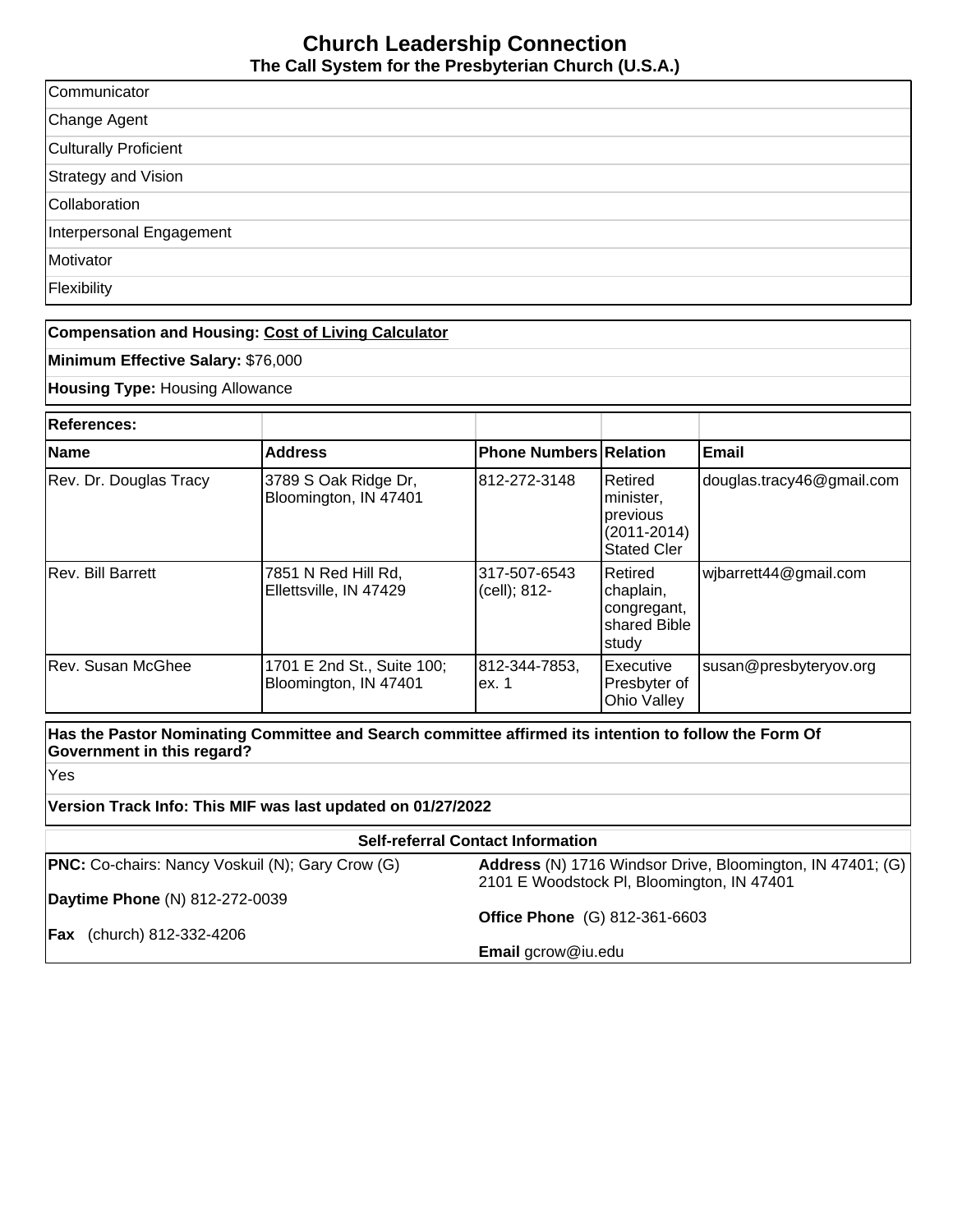## Church Leadership Connection
### The Call System for the Presbyterian Church (U.S.A.)

| |
|---|
| Communicator |
| Change Agent |
| Culturally Proficient |
| Strategy and Vision |
| Collaboration |
| Interpersonal Engagement |
| Motivator |
| Flexibility |

**Compensation and Housing:** **Cost of Living Calculator**

**Minimum Effective Salary:** $76,000

**Housing Type:** Housing Allowance

**References:**

| Name | Address | Phone Numbers | Relation | Email |
|---|---|---|---|---|
| Rev. Dr. Douglas Tracy | 3789 S Oak Ridge Dr, Bloomington, IN 47401 | 812-272-3148 | Retired minister, previous (2011-2014) Stated Cler | douglas.tracy46@gmail.com |
| Rev. Bill Barrett | 7851 N Red Hill Rd, Ellettsville, IN 47429 | 317-507-6543 (cell); 812- | Retired chaplain, congregant, shared Bible study | wjbarrett44@gmail.com |
| Rev. Susan McGhee | 1701 E 2nd St., Suite 100; Bloomington, IN 47401 | 812-344-7853, ex. 1 | Executive Presbyter of Ohio Valley | susan@presbyteryov.org |

**Has the Pastor Nominating Committee and Search committee affirmed its intention to follow the Form Of Government in this regard?**

Yes

**Version Track Info: This MIF was last updated on 01/27/2022**

**Self-referral Contact Information**

**PNC:** Co-chairs: Nancy Voskuil (N); Gary Crow (G)

**Daytime Phone** (N) 812-272-0039

**Fax** (church) 812-332-4206

**Address** (N) 1716 Windsor Drive, Bloomington, IN 47401; (G) 2101 E Woodstock Pl, Bloomington, IN 47401

**Office Phone** (G) 812-361-6603

**Email** gcrow@iu.edu